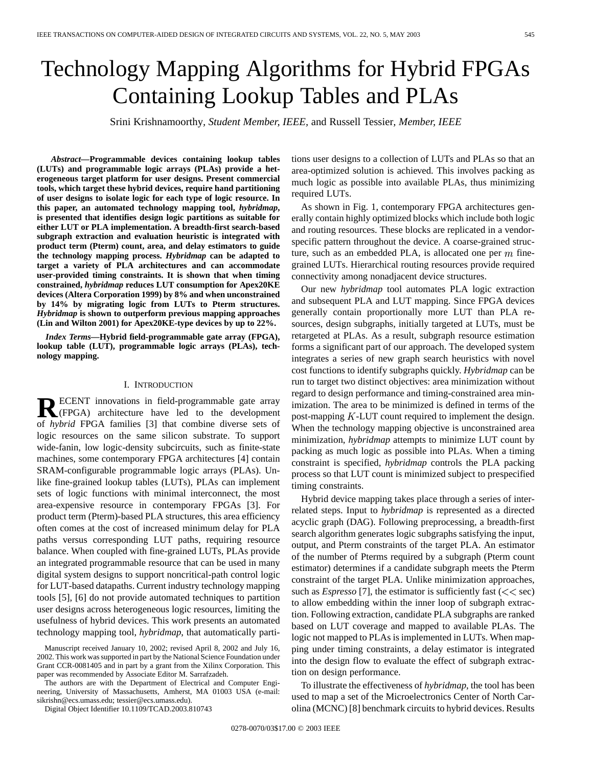# Technology Mapping Algorithms for Hybrid FPGAs Containing Lookup Tables and PLAs

Srini Krishnamoorthy, *Student Member, IEEE*, and Russell Tessier, *Member, IEEE*

***Abstract*—Programmable devices containing lookup tables (LUTs) and programmable logic arrays (PLAs) provide a heterogeneous target platform for user designs. Present commercial tools, which target these hybrid devices, require hand partitioning of user designs to isolate logic for each type of logic resource. In this paper, an automated technology mapping tool, *hybridmap*, is presented that identifies design logic partitions as suitable for either LUT or PLA implementation. A breadth-first search-based subgraph extraction and evaluation heuristic is integrated with product term (Pterm) count, area, and delay estimators to guide the technology mapping process. *Hybridmap* can be adapted to target a variety of PLA architectures and can accommodate user-provided timing constraints. It is shown that when timing constrained, *hybridmap* reduces LUT consumption for Apex20KE devices (Altera Corporation 1999) by 8% and when unconstrained by 14% by migrating logic from LUTs to Pterm structures. *Hybridmap* is shown to outperform previous mapping approaches (Lin and Wilton 2001) for Apex20KE-type devices by up to 22%.**

***Index Terms*—Hybrid field-programmable gate array (FPGA), lookup table (LUT), programmable logic arrays (PLAs), technology mapping.**

## I. Introduction

RECENT innovations in field-programmable gate array (FPGA) architecture have led to the development of *hybrid* FPGA families [3] that combine diverse sets of logic resources on the same silicon substrate. To support wide-fanin, low logic-density subcircuits, such as finite-state machines, some contemporary FPGA architectures [4] contain SRAM-configurable programmable logic arrays (PLAs). Unlike fine-grained lookup tables (LUTs), PLAs can implement sets of logic functions with minimal interconnect, the most area-expensive resource in contemporary FPGAs [3]. For product term (Pterm)-based PLA structures, this area efficiency often comes at the cost of increased minimum delay for PLA paths versus corresponding LUT paths, requiring resource balance. When coupled with fine-grained LUTs, PLAs provide an integrated programmable resource that can be used in many digital system designs to support noncritical-path control logic for LUT-based datapaths. Current industry technology mapping tools [5], [6] do not provide automated techniques to partition user designs across heterogeneous logic resources, limiting the usefulness of hybrid devices. This work presents an automated technology mapping tool, *hybridmap*, that automatically partitions user designs to a collection of LUTs and PLAs so that an area-optimized solution is achieved. This involves packing as much logic as possible into available PLAs, thus minimizing required LUTs.

As shown in Fig. 1, contemporary FPGA architectures generally contain highly optimized blocks which include both logic and routing resources. These blocks are replicated in a vendor-specific pattern throughout the device. A coarse-grained structure, such as an embedded PLA, is allocated one per $m$ fine-grained LUTs. Hierarchical routing resources provide required connectivity among nonadjacent device structures.

Our new *hybridmap* tool automates PLA logic extraction and subsequent PLA and LUT mapping. Since FPGA devices generally contain proportionally more LUT than PLA resources, design subgraphs, initially targeted at LUTs, must be retargeted at PLAs. As a result, subgraph resource estimation forms a significant part of our approach. The developed system integrates a series of new graph search heuristics with novel cost functions to identify subgraphs quickly. *Hybridmap* can be run to target two distinct objectives: area minimization without regard to design performance and timing-constrained area minimization. The area to be minimized is defined in terms of the post-mapping $K$-LUT count required to implement the design. When the technology mapping objective is unconstrained area minimization, *hybridmap* attempts to minimize LUT count by packing as much logic as possible into PLAs. When a timing constraint is specified, *hybridmap* controls the PLA packing process so that LUT count is minimized subject to prespecified timing constraints.

Hybrid device mapping takes place through a series of interrelated steps. Input to *hybridmap* is represented as a directed acyclic graph (DAG). Following preprocessing, a breadth-first search algorithm generates logic subgraphs satisfying the input, output, and Pterm constraints of the target PLA. An estimator of the number of Pterms required by a subgraph (Pterm count estimator) determines if a candidate subgraph meets the Pterm constraint of the target PLA. Unlike minimization approaches, such as *Espresso* [7], the estimator is sufficiently fast ($<<$ sec) to allow embedding within the inner loop of subgraph extraction. Following extraction, candidate PLA subgraphs are ranked based on LUT coverage and mapped to available PLAs. The logic not mapped to PLAs is implemented in LUTs. When mapping under timing constraints, a delay estimator is integrated into the design flow to evaluate the effect of subgraph extraction on design performance.

To illustrate the effectiveness of *hybridmap*, the tool has been used to map a set of the Microelectronics Center of North Carolina (MCNC) [8] benchmark circuits to hybrid devices. Results

Manuscript received January 10, 2002; revised April 8, 2002 and July 16, 2002. This work was supported in part by the National Science Foundation under Grant CCR-0081405 and in part by a grant from the Xilinx Corporation. This paper was recommended by Associate Editor M. Sarrafzadeh.

The authors are with the Department of Electrical and Computer Engineering, University of Massachusetts, Amherst, MA 01003 USA (e-mail: sikrishn@ecs.umass.edu; tessier@ecs.umass.edu).

Digital Object Identifier 10.1109/TCAD.2003.810743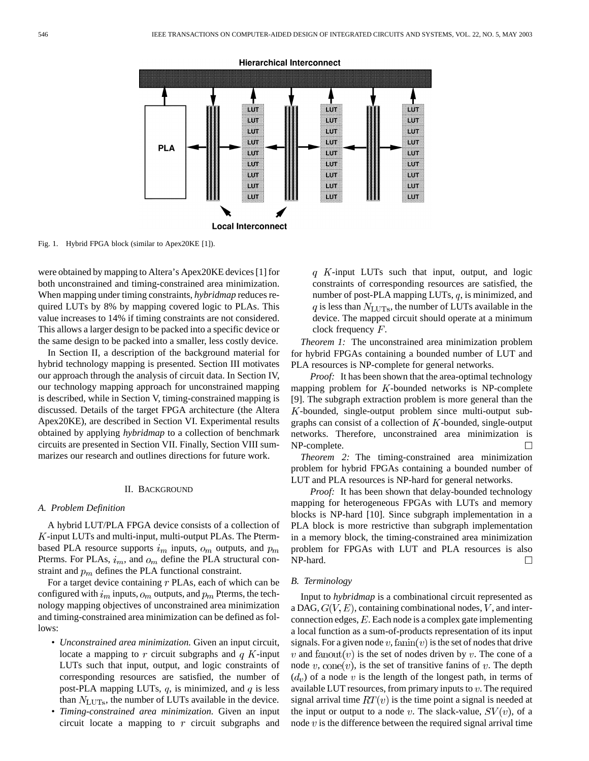Fig. 1. Hybrid FPGA block (similar to Apex20KE [1]).

were obtained by mapping to Altera's Apex20KE devices [1] for both unconstrained and timing-constrained area minimization. When mapping under timing constraints, *hybridmap* reduces required LUTs by 8% by mapping covered logic to PLAs. This value increases to 14% if timing constraints are not considered. This allows a larger design to be packed into a specific device or the same design to be packed into a smaller, less costly device.

In Section II, a description of the background material for hybrid technology mapping is presented. Section III motivates our approach through the analysis of circuit data. In Section IV, our technology mapping approach for unconstrained mapping is described, while in Section V, timing-constrained mapping is discussed. Details of the target FPGA architecture (the Altera Apex20KE), are described in Section VI. Experimental results obtained by applying *hybridmap* to a collection of benchmark circuits are presented in Section VII. Finally, Section VIII summarizes our research and outlines directions for future work.

## II. Background

### A. Problem Definition

A hybrid LUT/PLA FPGA device consists of a collection of $K$-input LUTs and multi-input, multi-output PLAs. The Pterm-based PLA resource supports $i_m$ inputs, $o_m$ outputs, and $p_m$ Pterms. For PLAs, $i_m$, and $o_m$ define the PLA structural constraint and $p_m$ defines the PLA functional constraint.

For a target device containing $r$ PLAs, each of which can be configured with $i_m$ inputs, $o_m$ outputs and $p_m$ Pterms, the technology mapping objectives of unconstrained area minimization and timing-constrained area minimization can be defined as follows:

- *Unconstrained area minimization.* Given an input circuit, locate a mapping to $r$ circuit subgraphs and $q$ $K$-input LUTs such that input, output, and logic constraints of corresponding resources are satisfied, the number of post-PLA mapping LUTs, $q$, is minimized, and $q$ is less than $N_{\text{LUTs}}$, the number of LUTs available in the device.
- *Timing-constrained area minimization.* Given an input circuit locate a mapping to $r$ circuit subgraphs and $q$ $K$-input LUTs such that input, output, and logic constraints of corresponding resources are satisfied, the number of post-PLA mapping LUTs, $q$, is minimized, and $q$ is less than $N_{\text{LUTs}}$, the number of LUTs available in the device. The mapped circuit should operate at a minimum clock frequency $F$.

*Theorem 1:* The unconstrained area minimization problem for hybrid FPGAs containing a bounded number of LUT and PLA resources is NP-complete for general networks.

*Proof:* It has been shown that the area-optimal technology mapping problem for $K$-bounded networks is NP-complete [9]. The subgraph extraction problem is more general than the $K$-bounded, single-output problem since multi-output subgraphs can consist of a collection of $K$-bounded, single-output networks. Therefore, unconstrained area minimization is NP-complete. □

*Theorem 2:* The timing-constrained area minimization problem for hybrid FPGAs containing a bounded number of LUT and PLA resources is NP-hard for general networks.

*Proof:* It has been shown that delay-bounded technology mapping for heterogeneous FPGAs with LUTs and memory blocks is NP-hard [10]. Since subgraph implementation in a PLA block is more restrictive than subgraph implementation in a memory block, the timing-constrained area minimization problem for FPGAs with LUT and PLA resources is also NP-hard. □

### B. Terminology

Input to *hybridmap* is a combinational circuit represented as a DAG, $G(V, E)$, containing combinational nodes, $V$, and interconnection edges, $E$. Each node is a complex gate implementing a local function as a sum-of-products representation of its input signals. For a given node $v$, $\text{fanin}(v)$ is the set of nodes that drive $v$ and $\text{fanout}(v)$ is the set of nodes driven by $v$. The cone of a node $v$, $\text{cone}(v)$, is the set of transitive fanins of $v$. The depth ($d_v$) of a node $v$ is the length of the longest path, in terms of available LUT resources, from primary inputs to $v$. The required signal arrival time $RT(v)$ is the time point a signal is needed at the input or output to a node $v$. The slack-value, $SV(v)$, of a node $v$ is the difference between the required signal arrival time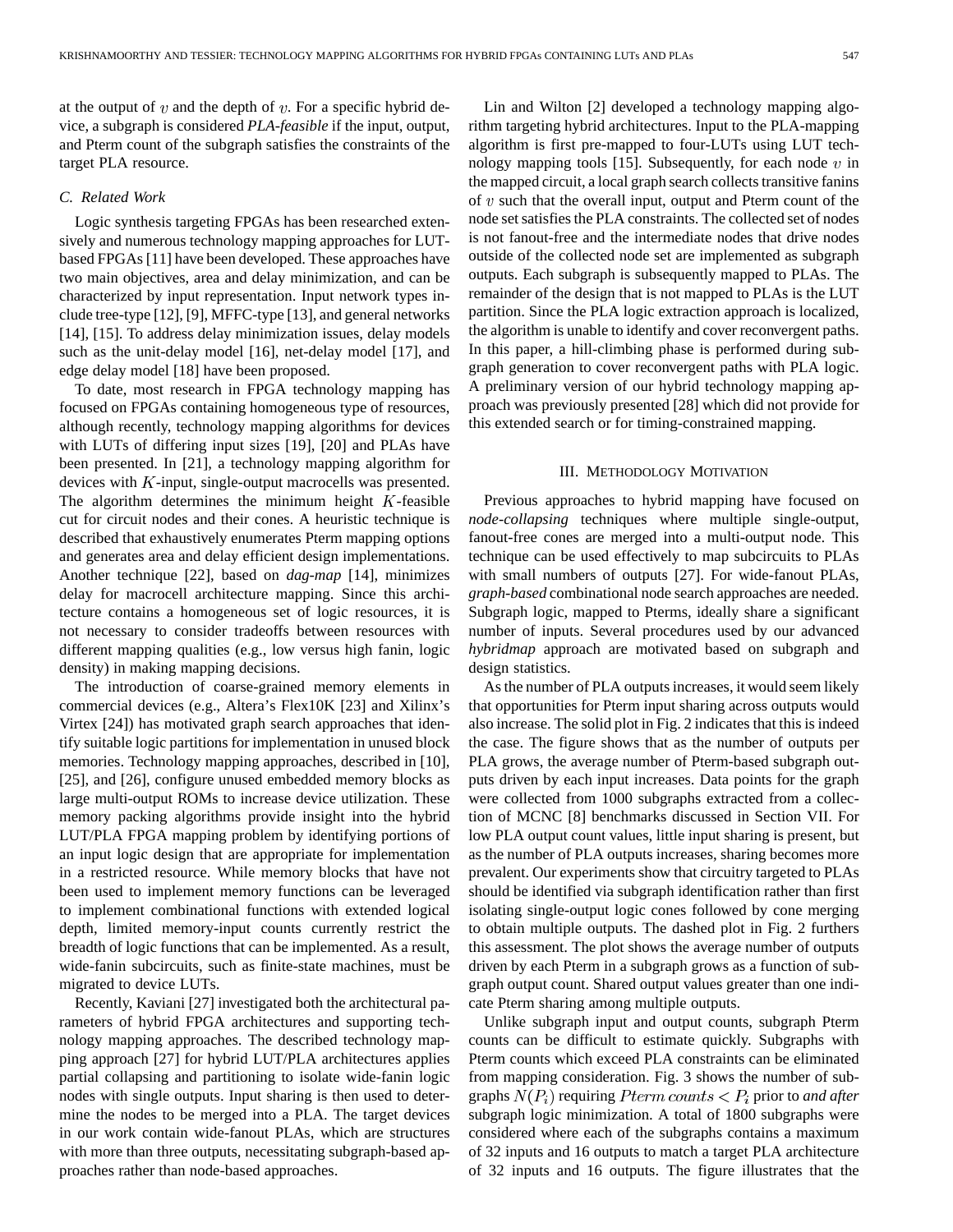at the output of $v$ and the depth of $v$. For a specific hybrid device, a subgraph is considered *PLA-feasible* if the input, output, and Pterm count of the subgraph satisfies the constraints of the target PLA resource.

### C. Related Work

Logic synthesis targeting FPGAs has been researched extensively and numerous technology mapping approaches for LUT-based FPGAs [11] have been developed. These approaches have two main objectives, area and delay minimization, and can be characterized by input representation. Input network types include tree-type [12], [9], MFFC-type [13], and general networks [14], [15]. To address delay minimization issues, delay models such as the unit-delay model [16], net-delay model [17], and edge delay model [18] have been proposed.

To date, most research in FPGA technology mapping has focused on FPGAs containing homogeneous type of resources, although recently, technology mapping algorithms for devices with LUTs of differing input sizes [19], [20] and PLAs have been presented. In [21], a technology mapping algorithm for devices with $K$-input, single-output macrocells was presented. The algorithm determines the minimum height $K$-feasible cut for circuit nodes and their cones. A heuristic technique is described that exhaustively enumerates Pterm mapping options and generates area and delay efficient design implementations. Another technique [22], based on *dag-map* [14], minimizes delay for macrocell architecture mapping. Since this architecture contains a homogeneous set of logic resources, it is not necessary to consider tradeoffs between resources with different mapping qualities (e.g., low versus high fanin, logic density) in making mapping decisions.

The introduction of coarse-grained memory elements in commercial devices (e.g., Altera's Flex10K [23] and Xilinx's Virtex [24]) has motivated graph search approaches that identify suitable logic partitions for implementation in unused block memories. Technology mapping approaches, described in [10], [25], and [26], configure unused embedded memory blocks as large multi-output ROMs to increase device utilization. These memory packing algorithms provide insight into the hybrid LUT/PLA FPGA mapping problem by identifying portions of an input logic design that are appropriate for implementation in a restricted resource. While memory blocks that have not been used to implement memory functions can be leveraged to implement combinational functions with extended logical depth, limited memory-input counts currently restrict the breadth of logic functions that can be implemented. As a result, wide-fanin subcircuits, such as finite-state machines, must be migrated to device LUTs.

Recently, Kaviani [27] investigated both the architectural parameters of hybrid FPGA architectures and supporting technology mapping approaches. The described technology mapping approach [27] for hybrid LUT/PLA architectures applies partial collapsing and partitioning to isolate wide-fanin logic nodes with single outputs. Input sharing is then used to determine the nodes to be merged into a PLA. The target devices in our work contain wide-fanout PLAs, which are structures with more than three outputs, necessitating subgraph-based approaches rather than node-based approaches.

Lin and Wilton [2] developed a technology mapping algorithm targeting hybrid architectures. Input to the PLA-mapping algorithm is first pre-mapped to four-LUTs using LUT technology mapping tools [15]. Subsequently, for each node $v$ in the mapped circuit, a local graph search collects transitive fanins of $v$ such that the overall input, output and Pterm count of the node set satisfies the PLA constraints. The collected set of nodes is not fanout-free and the intermediate nodes that drive nodes outside of the collected node set are implemented as subgraph outputs. Each subgraph is subsequently mapped to PLAs. The remainder of the design that is not mapped to PLAs is the LUT partition. Since the PLA logic extraction approach is localized, the algorithm is unable to identify and cover reconvergent paths. In this paper, a hill-climbing phase is performed during subgraph generation to cover reconvergent paths with PLA logic. A preliminary version of our hybrid technology mapping approach was previously presented [28] which did not provide for this extended search or for timing-constrained mapping.

## III. Methodology Motivation

Previous approaches to hybrid mapping have focused on *node-collapsing* techniques where multiple single-output, fanout-free cones are merged into a multi-output node. This technique can be used effectively to map subcircuits to PLAs with small numbers of outputs [27]. For wide-fanout PLAs, *graph-based* combinational node search approaches are needed. Subgraph logic, mapped to Pterms, ideally share a significant number of inputs. Several procedures used by our advanced *hybridmap* approach are motivated based on subgraph and design statistics.

As the number of PLA outputs increases, it would seem likely that opportunities for Pterm input sharing across outputs would also increase. The solid plot in Fig. 2 indicates that this is indeed the case. The figure shows that as the number of outputs per PLA grows, the average number of Pterm-based subgraph outputs driven by each input increases. Data points for the graph were collected from 1000 subgraphs extracted from a collection of MCNC [8] benchmarks discussed in Section VII. For low PLA output count values, little input sharing is present, but as the number of PLA outputs increases, sharing becomes more prevalent. Our experiments show that circuitry targeted to PLAs should be identified via subgraph identification rather than first isolating single-output logic cones followed by cone merging to obtain multiple outputs. The dashed plot in Fig. 2 furthers this assessment. The plot shows the average number of outputs driven by each Pterm in a subgraph grows as a function of subgraph output count. Shared output values greater than one indicate Pterm sharing among multiple outputs.

Unlike subgraph input and output counts, subgraph Pterm counts can be difficult to estimate quickly. Subgraphs with Pterm counts which exceed PLA constraints can be eliminated from mapping consideration. Fig. 3 shows the number of subgraphs $N(P_i)$ requiring $Pterm\ counts < P_i$ prior to *and after* subgraph logic minimization. A total of 1800 subgraphs were considered where each of the subgraphs contains a maximum of 32 inputs and 16 outputs to match a target PLA architecture of 32 inputs and 16 outputs. The figure illustrates that the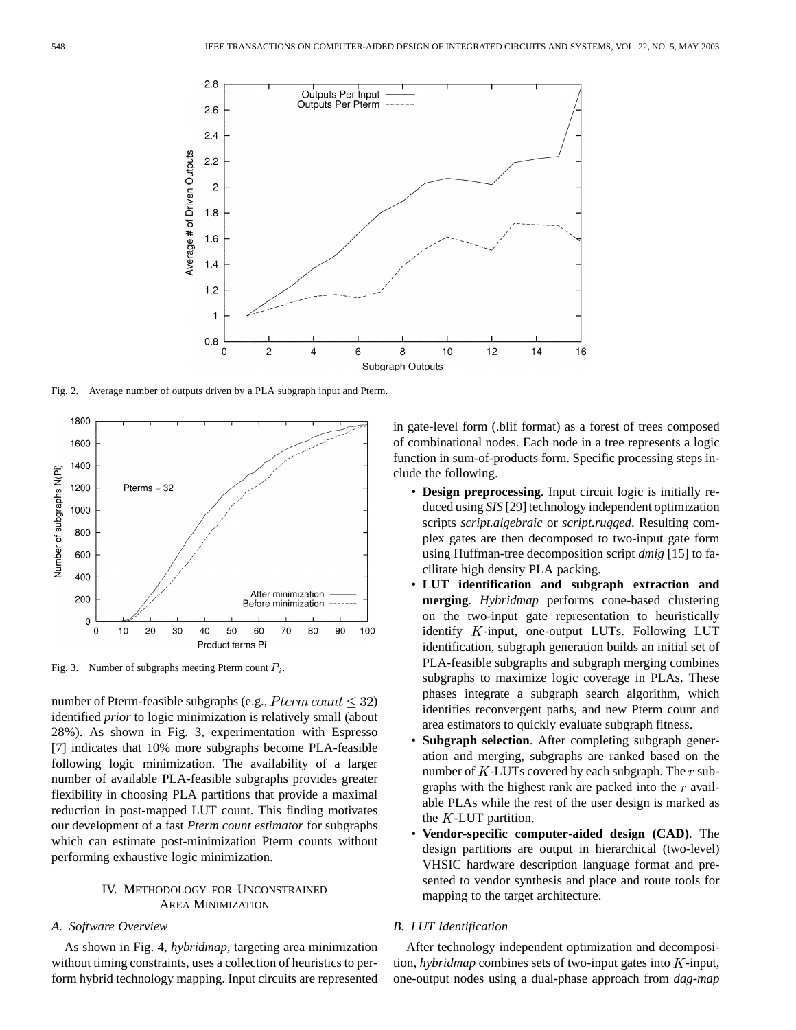Fig. 2. Average number of outputs driven by a PLA subgraph input and Pterm.

Fig. 3. Number of subgraphs meeting Pterm count $P_i$.

number of Pterm-feasible subgraphs (e.g., $Pterm\ count \leq 32$) identified *prior* to logic minimization is relatively small (about 28%). As shown in Fig. 3, experimentation with Espresso [7] indicates that 10% more subgraphs become PLA-feasible following logic minimization. The availability of a larger number of available PLA-feasible subgraphs provides greater flexibility in choosing PLA partitions that provide a maximal reduction in post-mapped LUT count. This finding motivates our development of a fast *Pterm count estimator* for subgraphs which can estimate post-minimization Pterm counts without performing exhaustive logic minimization.

## IV. Methodology for Unconstrained Area Minimization

### A. Software Overview

As shown in Fig. 4, *hybridmap*, targeting area minimization without timing constraints, uses a collection of heuristics to perform hybrid technology mapping. Input circuits are represented in gate-level form (.blif format) as a forest of trees composed of combinational nodes. Each node in a tree represents a logic function in sum-of-products form. Specific processing steps include the following.

- **Design preprocessing**. Input circuit logic is initially reduced using *SIS* [29] technology independent optimization scripts *script.algebraic* or *script.rugged*. Resulting complex gates are then decomposed to two-input gate form using Huffman-tree decomposition script *dmig* [15] to facilitate high density PLA packing.
- **LUT identification and subgraph extraction and merging**. *Hybridmap* performs cone-based clustering on the two-input gate representation to heuristically identify $K$-input, one-output LUTs. Following LUT identification, subgraph generation builds an initial set of PLA-feasible subgraphs and subgraph merging combines subgraphs to maximize logic coverage in PLAs. These phases integrate a subgraph search algorithm, which identifies reconvergent paths, and new Pterm count and area estimators to quickly evaluate subgraph fitness.
- **Subgraph selection**. After completing subgraph generation and merging, subgraphs are ranked based on the number of $K$-LUTs covered by each subgraph. The $r$ subgraphs with the highest rank are packed into the $r$ available PLAs while the rest of the user design is marked as the $K$-LUT partition.
- **Vendor-specific computer-aided design (CAD)**. The design partitions are output in hierarchical (two-level) VHSIC hardware description language format and presented to vendor synthesis and place and route tools for mapping to the target architecture.

### B. LUT Identification

After technology independent optimization and decomposition, *hybridmap* combines sets of two-input gates into $K$-input, one-output nodes using a dual-phase approach from *dag-map*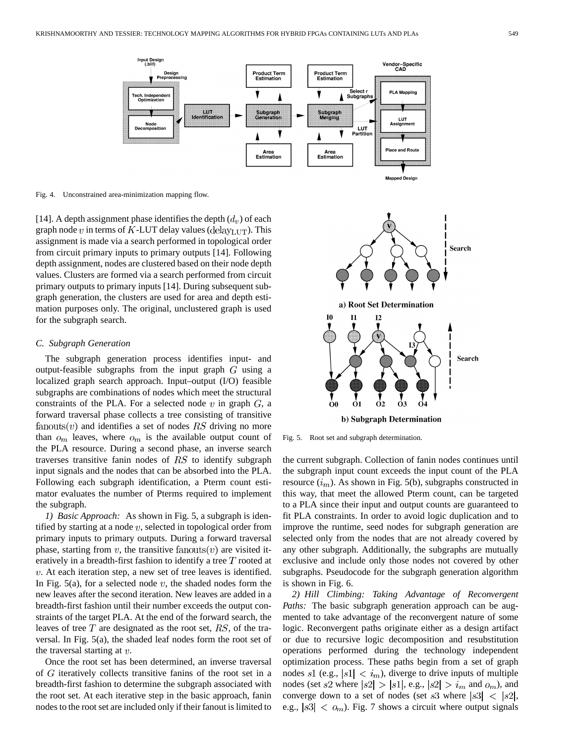Fig. 4. Unconstrained area-minimization mapping flow.

[14]. A depth assignment phase identifies the depth ($d_v$) of each graph node $v$ in terms of $K$-LUT delay values ($\text{delay}_{\text{LUT}}$). This assignment is made via a search performed in topological order from circuit primary inputs to primary outputs [14]. Following depth assignment, nodes are clustered based on their node depth values. Clusters are formed via a search performed from circuit primary outputs to primary inputs [14]. During subsequent subgraph generation, the clusters are used for area and depth estimation purposes only. The original, unclustered graph is used for the subgraph search.

### C. Subgraph Generation

The subgraph generation process identifies input- and output-feasible subgraphs from the input graph $G$ using a localized graph search approach. Input–output (I/O) feasible subgraphs are combinations of nodes which meet the structural constraints of the PLA. For a selected node $v$ in graph $G$, a forward traversal phase collects a tree consisting of transitive $\text{fanouts}(v)$ and identifies a set of nodes $RS$ driving no more than $o_m$ leaves, where $o_m$ is the available output count of the PLA resource. During a second phase, an inverse search traverses transitive fanin nodes of $RS$ to identify subgraph input signals and the nodes that can be absorbed into the PLA. Following each subgraph identification, a Pterm count estimator evaluates the number of Pterms required to implement the subgraph.

*1) Basic Approach:* As shown in Fig. 5, a subgraph is identified by starting at a node $v$, selected in topological order from primary inputs to primary outputs. During a forward traversal phase, starting from $v$, the transitive $\text{fanouts}(v)$ are visited iteratively in a breadth-first fashion to identify a tree $T$ rooted at $v$. At each iteration step, a new set of tree leaves is identified. In Fig. 5(a), for a selected node $v$, the shaded nodes form the new leaves after the second iteration. New leaves are added in a breadth-first fashion until their number exceeds the output constraints of the target PLA. At the end of the forward search, the leaves of tree $T$ are designated as the root set, $RS$, of the traversal. In Fig. 5(a), the shaded leaf nodes form the root set of the traversal starting at $v$.

Once the root set has been determined, an inverse traversal of $G$ iteratively collects transitive fanins of the root set in a breadth-first fashion to determine the subgraph associated with the root set. At each iterative step in the basic approach, fanin nodes to the root set are included only if their fanout is limited to the current subgraph. Collection of fanin nodes continues until the subgraph input count exceeds the input count of the PLA resource ($i_m$). As shown in Fig. 5(b), subgraphs constructed in this way, that meet the allowed Pterm count, can be targeted to a PLA since their input and output counts are guaranteed to fit PLA constraints. In order to avoid logic duplication and to improve the runtime, seed nodes for subgraph generation are selected only from the nodes that are not already covered by any other subgraph. Additionally, the subgraphs are mutually exclusive and include only those nodes not covered by other subgraphs. Pseudocode for the subgraph generation algorithm is shown in Fig. 6.

Fig. 5. Root set and subgraph determination.

*2) Hill Climbing: Taking Advantage of Reconvergent Paths:* The basic subgraph generation approach can be augmented to take advantage of the reconvergent nature of some logic. Reconvergent paths originate either as a design artifact or due to recursive logic decomposition and resubstitution operations performed during the technology independent optimization process. These paths begin from a set of graph nodes $s1$ (e.g., $|s1| < i_m$), diverge to drive inputs of multiple nodes (set $s2$ where $|s2| > |s1|$, e.g., $|s2| > i_m$ and $o_m$), and converge down to a set of nodes (set $s3$ where $|s3| < |s2|$, e.g., $|s3| < o_m$). Fig. 7 shows a circuit where output signals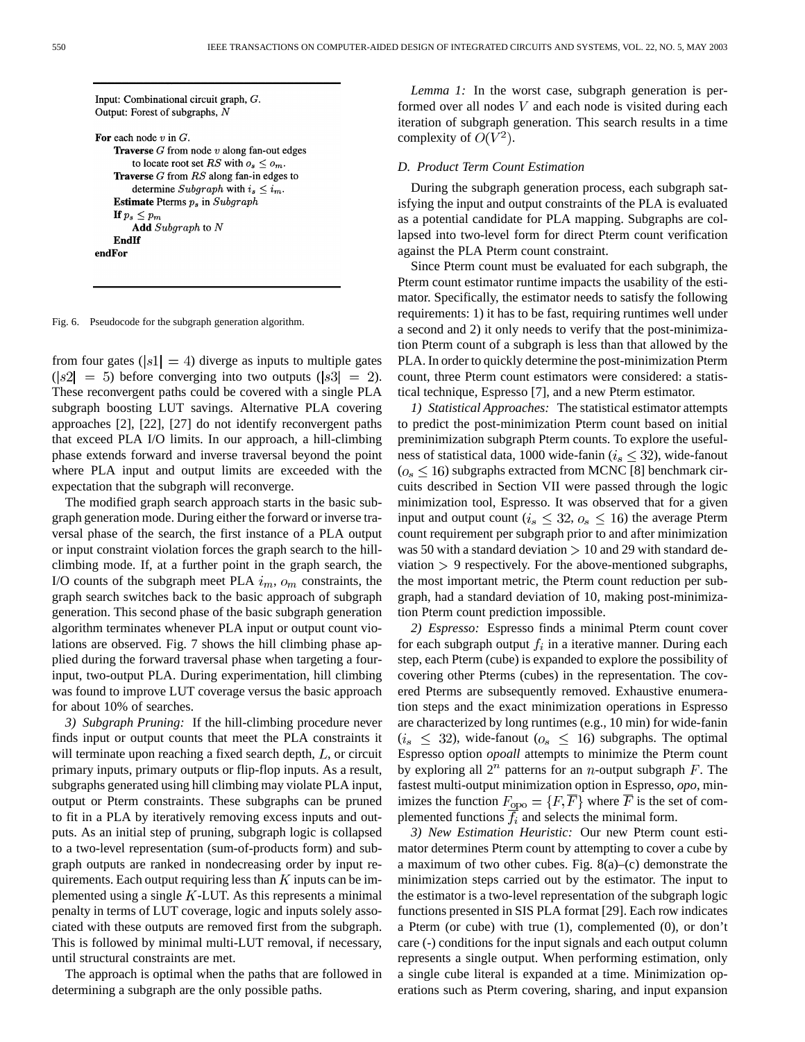```
Input: Combinational circuit graph, G.
Output: Forest of subgraphs, N

For each node v in G.
    Traverse G from node v along fan-out edges
        to locate root set RS with o_s ≤ o_m.
    Traverse G from RS along fan-in edges to
        determine Subgraph with i_s ≤ i_m.
    Estimate Pterms p_s in Subgraph
    If p_s ≤ p_m
        Add Subgraph to N
    EndIf
endFor
```

Fig. 6. Pseudocode for the subgraph generation algorithm.

from four gates ($|s1| = 4$) diverge as inputs to multiple gates ($|s2| = 5$) before converging into two outputs ($|s3| = 2$). These reconvergent paths could be covered with a single PLA subgraph boosting LUT savings. Alternative PLA covering approaches [2], [22], [27] do not identify reconvergent paths that exceed PLA I/O limits. In our approach, a hill-climbing phase extends forward and inverse traversal beyond the point where PLA input and output limits are exceeded with the expectation that the subgraph will reconverge.

The modified graph search approach starts in the basic subgraph generation mode. During either the forward or inverse traversal phase of the search, the first instance of a PLA output or input constraint violation forces the graph search to the hill-climbing mode. If, at a further point in the graph search, the I/O counts of the subgraph meet PLA $i_m$, $o_m$ constraints, the graph search switches back to the basic approach of subgraph generation. This second phase of the basic subgraph generation algorithm terminates whenever PLA input or output count violations are observed. Fig. 7 shows the hill climbing phase applied during the forward traversal phase when targeting a four-input, two-output PLA. During experimentation, hill climbing was found to improve LUT coverage versus the basic approach for about 10% of searches.

*3) Subgraph Pruning:* If the hill-climbing procedure never finds input or output counts that meet the PLA constraints it will terminate upon reaching a fixed search depth, $L$, or circuit primary inputs, primary outputs or flip-flop inputs. As a result, subgraphs generated using hill climbing may violate PLA input, output or Pterm constraints. These subgraphs can be pruned to fit in a PLA by iteratively removing excess inputs and outputs. As an initial step of pruning, subgraph logic is collapsed to a two-level representation (sum-of-products form) and subgraph outputs are ranked in nondecreasing order by input requirements. Each output requiring less than $K$ inputs can be implemented using a single $K$-LUT. As this represents a minimal penalty in terms of LUT coverage, logic and inputs solely associated with these outputs are removed first from the subgraph. This is followed by minimal multi-LUT removal, if necessary, until structural constraints are met.

The approach is optimal when the paths that are followed in determining a subgraph are the only possible paths.

*Lemma 1:* In the worst case, subgraph generation is performed over all nodes $V$ and each node is visited during each iteration of subgraph generation. This search results in a time complexity of $O(V^2)$.

### D. Product Term Count Estimation

During the subgraph generation process, each subgraph satisfying the input and output constraints of the PLA is evaluated as a potential candidate for PLA mapping. Subgraphs are collapsed into two-level form for direct Pterm count verification against the PLA Pterm count constraint.

Since Pterm count must be evaluated for each subgraph, the Pterm count estimator runtime impacts the usability of the estimator. Specifically, the estimator needs to satisfy the following requirements: 1) it has to be fast, requiring runtimes well under a second and 2) it only needs to verify that the post-minimization Pterm count of a subgraph is less than that allowed by the PLA. In order to quickly determine the post-minimization Pterm count, three Pterm count estimators were considered: a statistical technique, Espresso [7], and a new Pterm estimator.

*1) Statistical Approaches:* The statistical estimator attempts to predict the post-minimization Pterm count based on initial preminimization subgraph Pterm counts. To explore the usefulness of statistical data, 1000 wide-fanin ($i_s \leq 32$), wide-fanout ($o_s \leq 16$) subgraphs extracted from MCNC [8] benchmark circuits described in Section VII were passed through the logic minimization tool, Espresso. It was observed that for a given input and output count ($i_s \leq 32$, $o_s \leq 16$) the average Pterm count requirement per subgraph prior to and after minimization was 50 with a standard deviation $> 10$ and 29 with standard deviation $> 9$ respectively. For the above-mentioned subgraphs, the most important metric, the Pterm count reduction per subgraph, had a standard deviation of 10, making post-minimization Pterm count prediction impossible.

*2) Espresso:* Espresso finds a minimal Pterm count cover for each subgraph output $f_i$ in a iterative manner. During each step, each Pterm (cube) is expanded to explore the possibility of covering other Pterms (cubes) in the representation. The covered Pterms are subsequently removed. Exhaustive enumeration steps and the exact minimization operations in Espresso are characterized by long runtimes (e.g., 10 min) for wide-fanin ($i_s \leq 32$), wide-fanout ($o_s \leq 16$) subgraphs. The optimal Espresso option *opoall* attempts to minimize the Pterm count by exploring all $2^n$ patterns for an $n$-output subgraph $F$. The fastest multi-output minimization option in Espresso, *opo*, minimizes the function $F_{\text{opo}} = \{F, \overline{F}\}$ where $\overline{F}$ is the set of complemented functions $\overline{f_i}$ and selects the minimal form.

*3) New Estimation Heuristic:* Our new Pterm count estimator determines Pterm count by attempting to cover a cube by a maximum of two other cubes. Fig. 8(a)–(c) demonstrate the minimization steps carried out by the estimator. The input to the estimator is a two-level representation of the subgraph logic functions presented in SIS PLA format [29]. Each row indicates a Pterm (or cube) with true (1), complemented (0), or don't care (-) conditions for the input signals and each output column represents a single output. When performing estimation, only a single cube literal is expanded at a time. Minimization operations such as Pterm covering, sharing, and input expansion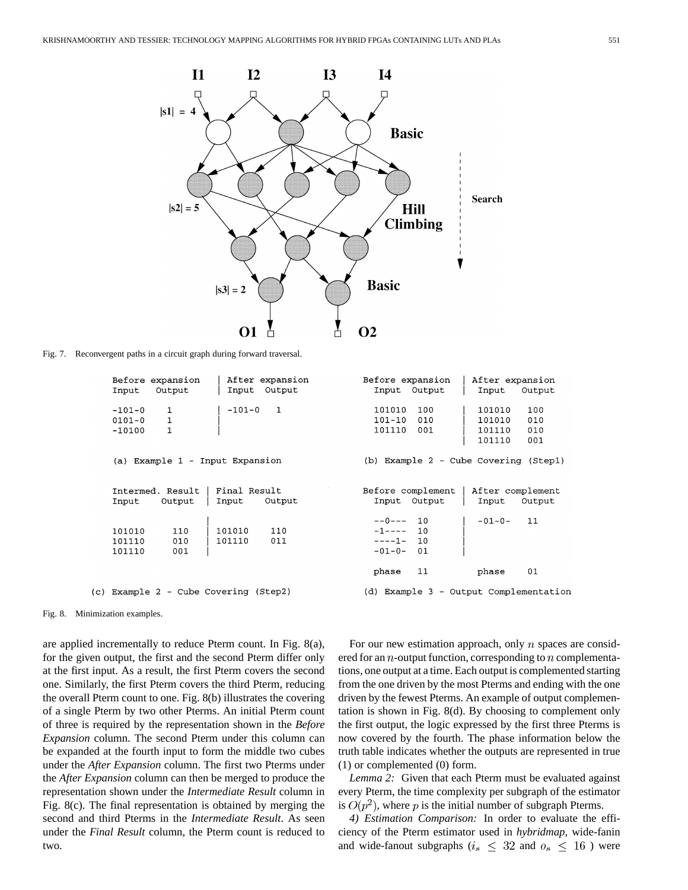Fig. 7. Reconvergent paths in a circuit graph during forward traversal.

```
Before expansion    | After expansion
Input   Output      | Input  Output

-101-0    1         | -101-0   1
0101-0    1         |
-10100    1         |

(a) Example 1 - Input Expansion
```

```
Before expansion   | After expansion
  Input  Output    |  Input    Output

  101010  100      |  101010   100
  101-10  010      |  101010   010
  101110  001      |  101110   010
                   |  101110   001

(b) Example 2 - Cube Covering (Step1)
```

```
Intermed. Result | Final Result
Input    Output  | Input    Output
                 |
101010    110    | 101010    110
101110    010    | 101110    011
101110    001    |

(c) Example 2 - Cube Covering (Step2)
```

```
Before complement | After complement
  Input  Output   |  Input   Output

  --0---  10      |  -01-0-   11
  -1----  10      |
  ----1-  10      |
  -01-0-  01      |

  phase   11         phase    01

(d) Example 3 - Output Complementation
```

Fig. 8. Minimization examples.

are applied incrementally to reduce Pterm count. In Fig. 8(a), for the given output, the first and the second Pterm differ only at the first input. As a result, the first Pterm covers the second one. Similarly, the first Pterm covers the third Pterm, reducing the overall Pterm count to one. Fig. 8(b) illustrates the covering of a single Pterm by two other Pterms. An initial Pterm count of three is required by the representation shown in the *Before Expansion* column. The second Pterm under this column can be expanded at the fourth input to form the middle two cubes under the *After Expansion* column. The first two Pterms under the *After Expansion* column can then be merged to produce the representation shown under the *Intermediate Result* column in Fig. 8(c). The final representation is obtained by merging the second and third Pterms in the *Intermediate Result*. As seen under the *Final Result* column, the Pterm count is reduced to two.

For our new estimation approach, only $n$ spaces are considered for an $n$-output function, corresponding to $n$ complementations, one output at a time. Each output is complemented starting from the one driven by the most Pterms and ending with the one driven by the fewest Pterms. An example of output complementation is shown in Fig. 8(d). By choosing to complement only the first output, the logic expressed by the first three Pterms is now covered by the fourth. The phase information below the truth table indicates whether the outputs are represented in true (1) or complemented (0) form.

*Lemma 2:* Given that each Pterm must be evaluated against every Pterm, the time complexity per subgraph of the estimator is $O(p^2)$, where $p$ is the initial number of subgraph Pterms.

*4) Estimation Comparison:* In order to evaluate the efficiency of the Pterm estimator used in *hybridmap*, wide-fanin and wide-fanout subgraphs ($i_s \leq 32$ and $o_s \leq 16$ ) were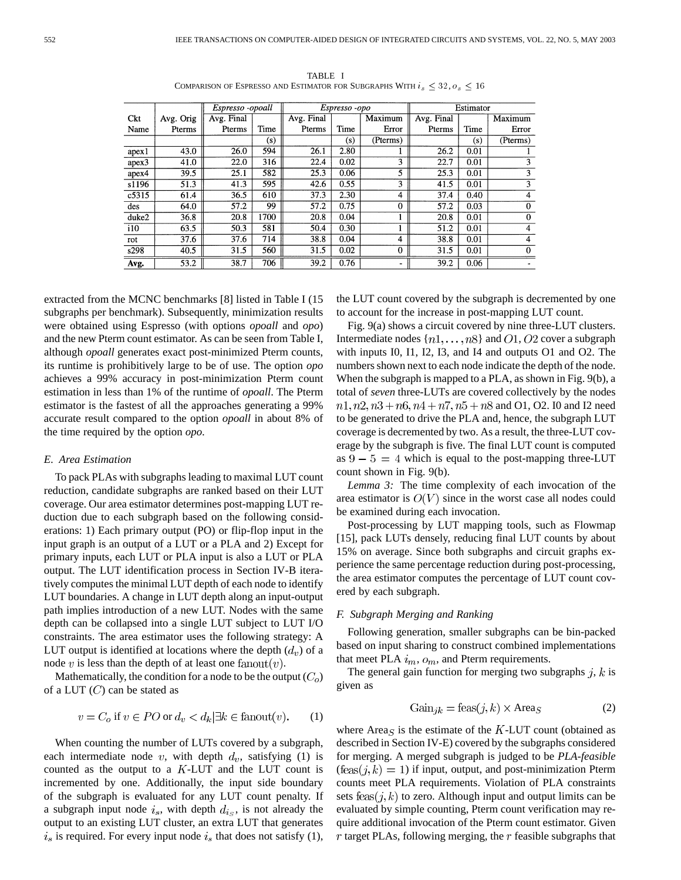TABLE I
COMPARISON OF ESPRESSO AND ESTIMATOR FOR SUBGRAPHS WITH $i_s \leq 32, o_s \leq 16$

| Ckt | Avg. Orig | *Espresso -opoall* | | *Espresso -opo* | | | Estimator | | |
|---|---|---|---|---|---|---|---|---|---|
| Name | Pterms | Avg. Final Pterms | Time | Avg. Final Pterms | Time | Maximum Error | Avg. Final Pterms | Time | Maximum Error |
| | | | (s) | | (s) | (Pterms) | | (s) | (Pterms) |
| apex1 | 43.0 | 26.0 | 594 | 26.1 | 2.80 | 1 | 26.2 | 0.01 | 1 |
| apex3 | 41.0 | 22.0 | 316 | 22.4 | 0.02 | 3 | 22.7 | 0.01 | 3 |
| apex4 | 39.5 | 25.1 | 582 | 25.3 | 0.06 | 5 | 25.3 | 0.01 | 3 |
| s1196 | 51.3 | 41.3 | 595 | 42.6 | 0.55 | 3 | 41.5 | 0.01 | 3 |
| c5315 | 61.4 | 36.5 | 610 | 37.3 | 2.30 | 4 | 37.4 | 0.40 | 4 |
| des | 64.0 | 57.2 | 99 | 57.2 | 0.75 | 0 | 57.2 | 0.03 | 0 |
| duke2 | 36.8 | 20.8 | 1700 | 20.8 | 0.04 | 1 | 20.8 | 0.01 | 0 |
| i10 | 63.5 | 50.3 | 581 | 50.4 | 0.30 | 1 | 51.2 | 0.01 | 4 |
| rot | 37.6 | 37.6 | 714 | 38.8 | 0.04 | 4 | 38.8 | 0.01 | 4 |
| s298 | 40.5 | 31.5 | 560 | 31.5 | 0.02 | 0 | 31.5 | 0.01 | 0 |
| **Avg.** | 53.2 | 38.7 | 706 | 39.2 | 0.76 | - | 39.2 | 0.06 | - |

extracted from the MCNC benchmarks [8] listed in Table I (15 subgraphs per benchmark). Subsequently, minimization results were obtained using Espresso (with options *opoall* and *opo*) and the new Pterm count estimator. As can be seen from Table I, although *opoall* generates exact post-minimized Pterm counts, its runtime is prohibitively large to be of use. The option *opo* achieves a 99% accuracy in post-minimization Pterm count estimation in less than 1% of the runtime of *opoall*. The Pterm estimator is the fastest of all the approaches generating a 99% accurate result compared to the option *opoall* in about 8% of the time required by the option *opo*.

### *E. Area Estimation*

To pack PLAs with subgraphs leading to maximal LUT count reduction, candidate subgraphs are ranked based on their LUT coverage. Our area estimator determines post-mapping LUT reduction due to each subgraph based on the following considerations: 1) Each primary output (PO) or flip-flop input in the input graph is an output of a LUT or a PLA and 2) Except for primary inputs, each LUT or PLA input is also a LUT or PLA output. The LUT identification process in Section IV-B iteratively computes the minimal LUT depth of each node to identify LUT boundaries. A change in LUT depth along an input-output path implies introduction of a new LUT. Nodes with the same depth can be collapsed into a single LUT subject to LUT I/O constraints. The area estimator uses the following strategy: A LUT output is identified at locations where the depth ($d_v$) of a node $v$ is less than the depth of at least one $\text{fanout}(v)$.

Mathematically, the condition for a node to be the output ($C_o$) of a LUT ($C$) can be stated as

$$v = C_o \text{ if } v \in PO \text{ or } d_v < d_k | \exists k \in \text{fanout}(v). \quad (1)$$

When counting the number of LUTs covered by a subgraph, each intermediate node $v$, with depth $d_v$, satisfying (1) is counted as the output to a $K$-LUT and the LUT count is incremented by one. Additionally, the input side boundary of the subgraph is evaluated for any LUT count penalty. If a subgraph input node $i_s$, with depth $d_{i_s}$, is not already the output to an existing LUT cluster, an extra LUT that generates $i_s$ is required. For every input node $i_s$ that does not satisfy (1), the LUT count covered by the subgraph is decremented by one to account for the increase in post-mapping LUT count.

Fig. 9(a) shows a circuit covered by nine three-LUT clusters. Intermediate nodes $\{n1, \ldots, n8\}$ and $O1, O2$ cover a subgraph with inputs I0, I1, I2, I3, and I4 and outputs O1 and O2. The numbers shown next to each node indicate the depth of the node. When the subgraph is mapped to a PLA, as shown in Fig. 9(b), a total of *seven* three-LUTs are covered collectively by the nodes $n1, n2, n3+n6, n4+n7, n5+n8$ and O1, O2. I0 and I2 need to be generated to drive the PLA and, hence, the subgraph LUT coverage is decremented by two. As a result, the three-LUT coverage by the subgraph is five. The final LUT count is computed as $9 - 5 = 4$ which is equal to the post-mapping three-LUT count shown in Fig. 9(b).

*Lemma 3:* The time complexity of each invocation of the area estimator is $O(V)$ since in the worst case all nodes could be examined during each invocation.

Post-processing by LUT mapping tools, such as Flowmap [15], pack LUTs densely, reducing final LUT counts by about 15% on average. Since both subgraphs and circuit graphs experience the same percentage reduction during post-processing, the area estimator computes the percentage of LUT count covered by each subgraph.

### *F. Subgraph Merging and Ranking*

Following generation, smaller subgraphs can be bin-packed based on input sharing to construct combined implementations that meet PLA $i_m$, $o_m$, and Pterm requirements.

The general gain function for merging two subgraphs $j, k$ is given as

$$\text{Gain}_{jk} = \text{feas}(j, k) \times \text{Area}_S \quad (2)$$

where $\text{Area}_S$ is the estimate of the $K$-LUT count (obtained as described in Section IV-E) covered by the subgraphs considered for merging. A merged subgraph is judged to be *PLA-feasible* ($\text{feas}(j, k) = 1$) if input, output, and post-minimization Pterm counts meet PLA requirements. Violation of PLA constraints sets $\text{feas}(j, k)$ to zero. Although input and output limits can be evaluated by simple counting, Pterm count verification may require additional invocation of the Pterm count estimator. Given $r$ target PLAs, following merging, the $r$ feasible subgraphs that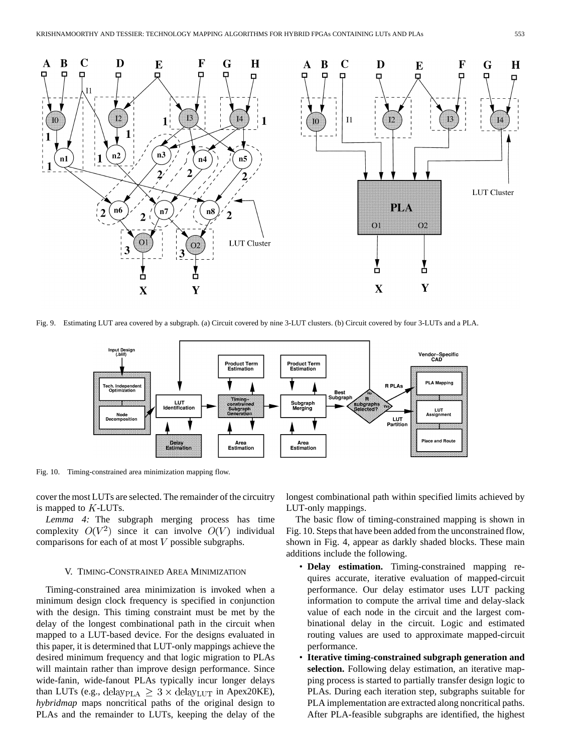Fig. 9. Estimating LUT area covered by a subgraph. (a) Circuit covered by nine 3-LUT clusters. (b) Circuit covered by four 3-LUTs and a PLA.

Fig. 10. Timing-constrained area minimization mapping flow.

cover the most LUTs are selected. The remainder of the circuitry is mapped to $K$-LUTs.

*Lemma 4:* The subgraph merging process has time complexity $O(V^2)$ since it can involve $O(V)$ individual comparisons for each of at most $V$ possible subgraphs.

## V. Timing-Constrained Area Minimization

Timing-constrained area minimization is invoked when a minimum design clock frequency is specified in conjunction with the design. This timing constraint must be met by the delay of the longest combinational path in the circuit when mapped to a LUT-based device. For the designs evaluated in this paper, it is determined that LUT-only mappings achieve the desired minimum frequency and that logic migration to PLAs will maintain rather than improve design performance. Since wide-fanin, wide-fanout PLAs typically incur longer delays than LUTs (e.g., $\text{delay}_{\text{PLA}} \geq 3 \times \text{delay}_{\text{LUT}}$ in Apex20KE), *hybridmap* maps noncritical paths of the original design to PLAs and the remainder to LUTs, keeping the delay of the longest combinational path within specified limits achieved by LUT-only mappings.

The basic flow of timing-constrained mapping is shown in Fig. 10. Steps that have been added from the unconstrained flow, shown in Fig. 4, appear as darkly shaded blocks. These main additions include the following.

- **Delay estimation.** Timing-constrained mapping requires accurate, iterative evaluation of mapped-circuit performance. Our delay estimator uses LUT packing information to compute the arrival time and delay-slack value of each node in the circuit and the largest combinational delay in the circuit. Logic and estimated routing values are used to approximate mapped-circuit performance.
- **Iterative timing-constrained subgraph generation and selection.** Following delay estimation, an iterative mapping process is started to partially transfer design logic to PLAs. During each iteration step, subgraphs suitable for PLA implementation are extracted along noncritical paths. After PLA-feasible subgraphs are identified, the highest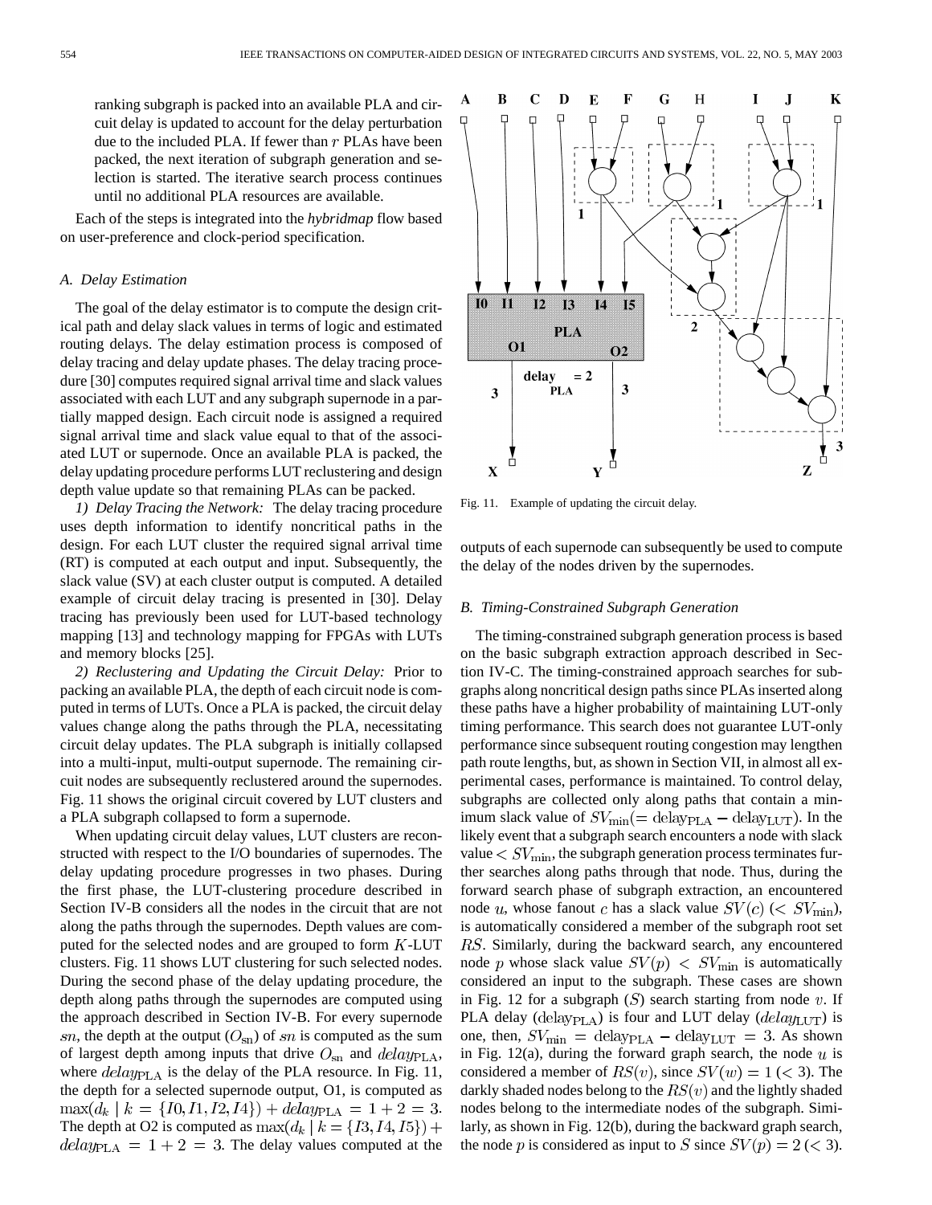ranking subgraph is packed into an available PLA and circuit delay is updated to account for the delay perturbation due to the included PLA. If fewer than $r$ PLAs have been packed, the next iteration of subgraph generation and selection is started. The iterative search process continues until no additional PLA resources are available.

Each of the steps is integrated into the *hybridmap* flow based on user-preference and clock-period specification.

### A. Delay Estimation

The goal of the delay estimator is to compute the design critical path and delay slack values in terms of logic and estimated routing delays. The delay estimation process is composed of delay tracing and delay update phases. The delay tracing procedure [30] computes required signal arrival time and slack values associated with each LUT and any subgraph supernode in a partially mapped design. Each circuit node is assigned a required signal arrival time and slack value equal to that of the associated LUT or supernode. Once an available PLA is packed, the delay updating procedure performs LUT reclustering and design depth value update so that remaining PLAs can be packed.

*1) Delay Tracing the Network:* The delay tracing procedure uses depth information to identify noncritical paths in the design. For each LUT cluster the required signal arrival time (RT) is computed at each output and input. Subsequently, the slack value (SV) at each cluster output is computed. A detailed example of circuit delay tracing is presented in [30]. Delay tracing has previously been used for LUT-based technology mapping [13] and technology mapping for FPGAs with LUTs and memory blocks [25].

*2) Reclustering and Updating the Circuit Delay:* Prior to packing an available PLA, the depth of each circuit node is computed in terms of LUTs. Once a PLA is packed, the circuit delay values change along the paths through the PLA, necessitating circuit delay updates. The PLA subgraph is initially collapsed into a multi-input, multi-output supernode. The remaining circuit nodes are subsequently reclustered around the supernodes. Fig. 11 shows the original circuit covered by LUT clusters and a PLA subgraph collapsed to form a supernode.

When updating circuit delay values, LUT clusters are reconstructed with respect to the I/O boundaries of supernodes. The delay updating procedure progresses in two phases. During the first phase, the LUT-clustering procedure described in Section IV-B considers all the nodes in the circuit that are not along the paths through the supernodes. Depth values are computed for the selected nodes and are grouped to form $K$-LUT clusters. Fig. 11 shows LUT clustering for such selected nodes. During the second phase of the delay updating procedure, the depth along paths through the supernodes are computed using the approach described in Section IV-B. For every supernode $sn$, the depth at the output ($O_{\text{sn}}$) of $sn$ is computed as the sum of largest depth among inputs that drive $O_{\text{sn}}$ and $delay_{\text{PLA}}$, where $delay_{\text{PLA}}$ is the delay of the PLA resource. In Fig. 11, the depth for a selected supernode output, O1, is computed as $\max(d_k \mid k = \{I0, I1, I2, I4\}) + delay_{\text{PLA}} = 1 + 2 = 3$. The depth at O2 is computed as $\max(d_k \mid k = \{I3, I4, I5\}) + delay_{\text{PLA}} = 1 + 2 = 3$. The delay values computed at the outputs of each supernode can subsequently be used to compute the delay of the nodes driven by the supernodes.

Fig. 11. Example of updating the circuit delay.

### B. Timing-Constrained Subgraph Generation

The timing-constrained subgraph generation process is based on the basic subgraph extraction approach described in Section IV-C. The timing-constrained approach searches for subgraphs along noncritical design paths since PLAs inserted along these paths have a higher probability of maintaining LUT-only timing performance. This search does not guarantee LUT-only performance since subsequent routing congestion may lengthen path route lengths, but, as shown in Section VII, in almost all experimental cases, performance is maintained. To control delay, subgraphs are collected only along paths that contain a minimum slack value of $SV_{\min} (= \text{delay}_{\text{PLA}} - \text{delay}_{\text{LUT}})$. In the likely event that a subgraph search encounters a node with slack value $< SV_{\min}$, the subgraph generation process terminates further searches along paths through that node. Thus, during the forward search phase of subgraph extraction, an encountered node $u$, whose fanout $c$ has a slack value $SV(c)$ ($< SV_{\min}$), is automatically considered a member of the subgraph root set $RS$. Similarly, during the backward search, any encountered node $p$ whose slack value $SV(p) < SV_{\min}$ is automatically considered an input to the subgraph. These cases are shown in Fig. 12 for a subgraph ($S$) search starting from node $v$. If PLA delay ($\text{delay}_{\text{PLA}}$) is four and LUT delay ($delay_{\text{LUT}}$) is one, then, $SV_{\min} = \text{delay}_{\text{PLA}} - \text{delay}_{\text{LUT}} = 3$. As shown in Fig. 12(a), during the forward graph search, the node $u$ is considered a member of $RS(v)$, since $SV(w) = 1$ ($< 3$). The darkly shaded nodes belong to the $RS(v)$ and the lightly shaded nodes belong to the intermediate nodes of the subgraph. Similarly, as shown in Fig. 12(b), during the backward graph search, the node $p$ is considered as input to $S$ since $SV(p) = 2$ ($< 3$).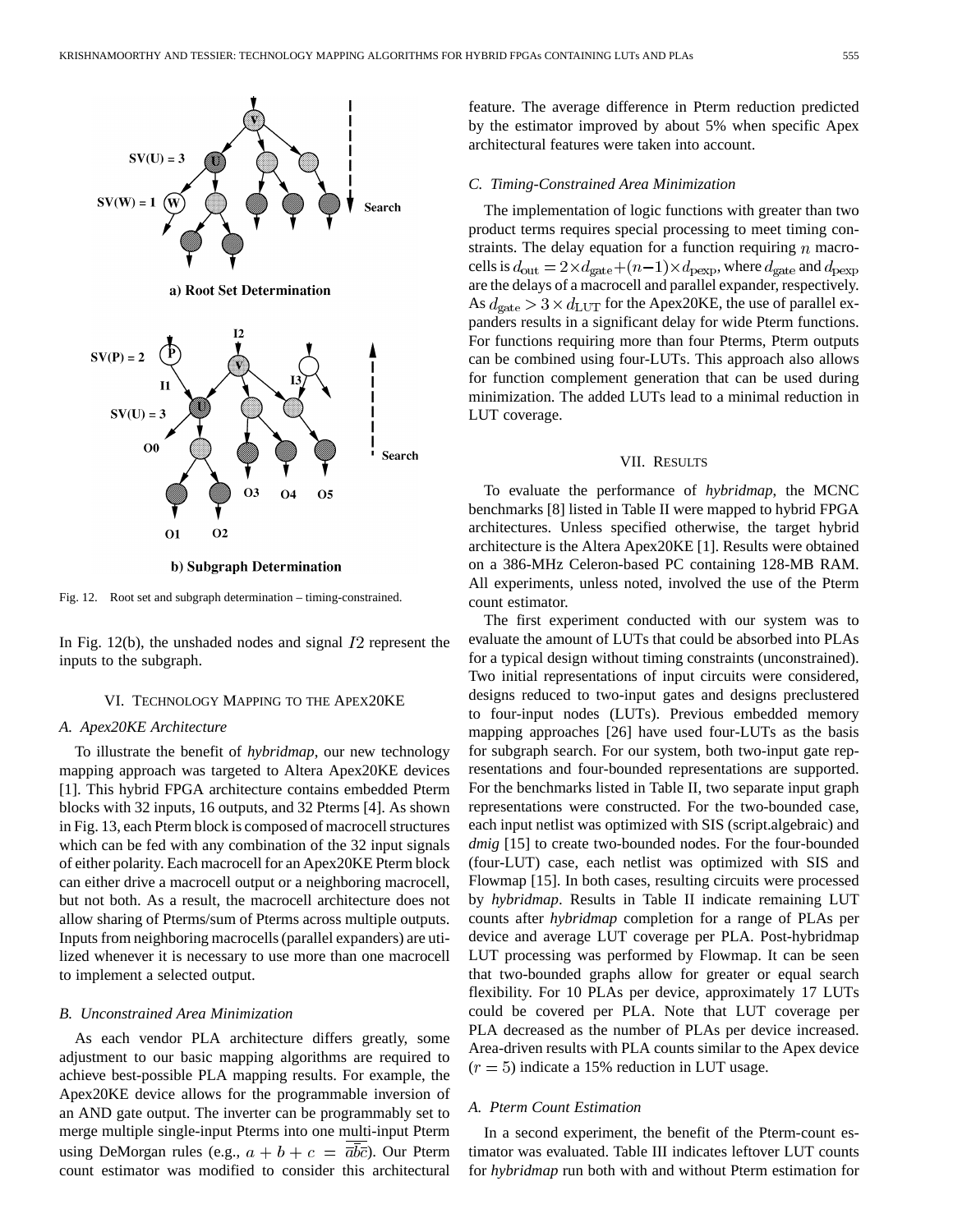a) Root Set Determination

b) Subgraph Determination

Fig. 12. Root set and subgraph determination – timing-constrained.

In Fig. 12(b), the unshaded nodes and signal $I2$ represent the inputs to the subgraph.

## VI. Technology Mapping to the Apex20KE

### A. Apex20KE Architecture

To illustrate the benefit of *hybridmap*, our new technology mapping approach was targeted to Altera Apex20KE devices [1]. This hybrid FPGA architecture contains embedded Pterm blocks with 32 inputs, 16 outputs, and 32 Pterms [4]. As shown in Fig. 13, each Pterm block is composed of macrocell structures which can be fed with any combination of the 32 input signals of either polarity. Each macrocell for an Apex20KE Pterm block can either drive a macrocell output or a neighboring macrocell, but not both. As a result, the macrocell architecture does not allow sharing of Pterms/sum of Pterms across multiple outputs. Inputs from neighboring macrocells (parallel expanders) are utilized whenever it is necessary to use more than one macrocell to implement a selected output.

### B. Unconstrained Area Minimization

As each vendor PLA architecture differs greatly, some adjustment to our basic mapping algorithms are required to achieve best-possible PLA mapping results. For example, the Apex20KE device allows for the programmable inversion of an AND gate output. The inverter can be programmably set to merge multiple single-input Pterms into one multi-input Pterm using DeMorgan rules (e.g., $a+b+c = \overline{\bar{a}\bar{b}\bar{c}}$). Our Pterm count estimator was modified to consider this architectural feature. The average difference in Pterm reduction predicted by the estimator improved by about 5% when specific Apex architectural features were taken into account.

### C. Timing-Constrained Area Minimization

The implementation of logic functions with greater than two product terms requires special processing to meet timing constraints. The delay equation for a function requiring $n$ macrocells is $d_{\text{out}} = 2 \times d_{\text{gate}} + (n-1) \times d_{\text{pexp}}$, where $d_{\text{gate}}$ and $d_{\text{pexp}}$ are the delays of a macrocell and parallel expander, respectively. As $d_{\text{gate}} > 3 \times d_{\text{LUT}}$ for the Apex20KE, the use of parallel expanders results in a significant delay for wide Pterm functions. For functions requiring more than four Pterms, Pterm outputs can be combined using four-LUTs. This approach also allows for function complement generation that can be used during minimization. The added LUTs lead to a minimal reduction in LUT coverage.

## VII. Results

To evaluate the performance of *hybridmap*, the MCNC benchmarks [8] listed in Table II were mapped to hybrid FPGA architectures. Unless specified otherwise, the target hybrid architecture is the Altera Apex20KE [1]. Results were obtained on a 386-MHz Celeron-based PC containing 128-MB RAM. All experiments, unless noted, involved the use of the Pterm count estimator.

The first experiment conducted with our system was to evaluate the amount of LUTs that could be absorbed into PLAs for a typical design without timing constraints (unconstrained). Two initial representations of input circuits were considered, designs reduced to two-input gates and designs preclustered to four-input nodes (LUTs). Previous embedded memory mapping approaches [26] have used four-LUTs as the basis for subgraph search. For our system, both two-input gate representations and four-bounded representations are supported. For the benchmarks listed in Table II, two separate input graph representations were constructed. For the two-bounded case, each input netlist was optimized with SIS (script.algebraic) and *dmig* [15] to create two-bounded nodes. For the four-bounded (four-LUT) case, each netlist was optimized with SIS and Flowmap [15]. In both cases, resulting circuits were processed by *hybridmap*. Results in Table II indicate remaining LUT counts after *hybridmap* completion for a range of PLAs per device and average LUT coverage per PLA. Post-hybridmap LUT processing was performed by Flowmap. It can be seen that two-bounded graphs allow for greater or equal search flexibility. For 10 PLAs per device, approximately 17 LUTs could be covered per PLA. Note that LUT coverage per PLA decreased as the number of PLAs per device increased. Area-driven results with PLA counts similar to the Apex device ($r = 5$) indicate a 15% reduction in LUT usage.

### A. Pterm Count Estimation

In a second experiment, the benefit of the Pterm-count estimator was evaluated. Table III indicates leftover LUT counts for *hybridmap* run both with and without Pterm estimation for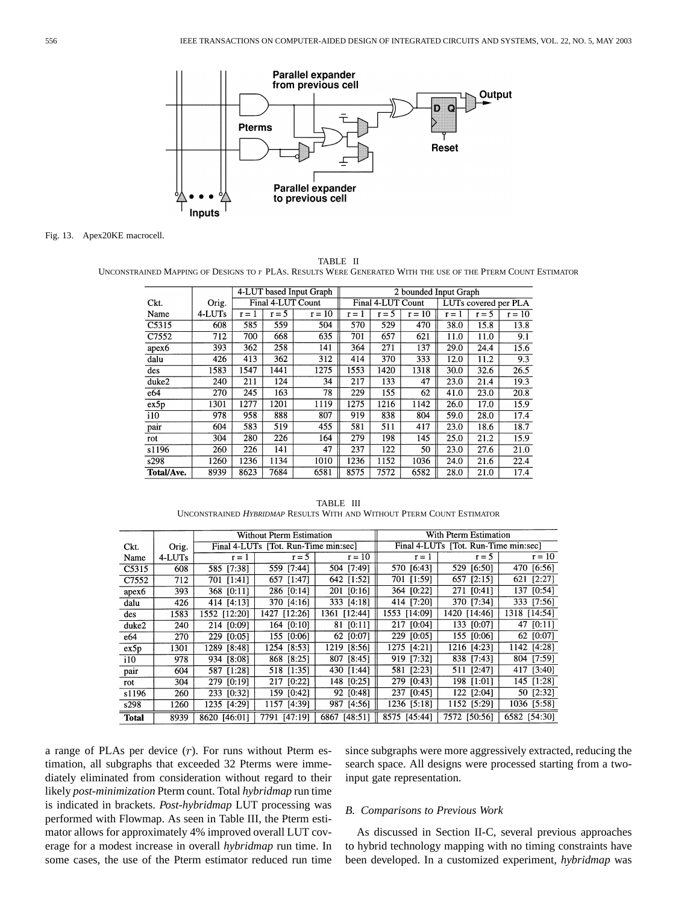Fig. 13. Apex20KE macrocell.

TABLE II
UNCONSTRAINED MAPPING OF DESIGNS TO $r$ PLAS. RESULTS WERE GENERATED WITH THE USE OF THE PTERM COUNT ESTIMATOR

| Ckt. Name | Orig. 4-LUTs | 4-LUT based Input Graph | | | 2 bounded Input Graph | | | | | |
|---|---|---|---|---|---|---|---|---|---|---|
| | | Final 4-LUT Count | | | Final 4-LUT Count | | | LUTs covered per PLA | | |
| | | r = 1 | r = 5 | r = 10 | r = 1 | r = 5 | r = 10 | r = 1 | r = 5 | r = 10 |
| C5315 | 608 | 585 | 559 | 504 | 570 | 529 | 470 | 38.0 | 15.8 | 13.8 |
| C7552 | 712 | 700 | 668 | 635 | 701 | 657 | 621 | 11.0 | 11.0 | 9.1 |
| apex6 | 393 | 362 | 258 | 141 | 364 | 271 | 137 | 29.0 | 24.4 | 15.6 |
| dalu | 426 | 413 | 362 | 312 | 414 | 370 | 333 | 12.0 | 11.2 | 9.3 |
| des | 1583 | 1547 | 1441 | 1275 | 1553 | 1420 | 1318 | 30.0 | 32.6 | 26.5 |
| duke2 | 240 | 211 | 124 | 34 | 217 | 133 | 47 | 23.0 | 21.4 | 19.3 |
| e64 | 270 | 245 | 163 | 78 | 229 | 155 | 62 | 41.0 | 23.0 | 20.8 |
| ex5p | 1301 | 1277 | 1201 | 1119 | 1275 | 1216 | 1142 | 26.0 | 17.0 | 15.9 |
| i10 | 978 | 958 | 888 | 807 | 919 | 838 | 804 | 59.0 | 28.0 | 17.4 |
| pair | 604 | 583 | 519 | 455 | 581 | 511 | 417 | 23.0 | 18.6 | 18.7 |
| rot | 304 | 280 | 226 | 164 | 279 | 198 | 145 | 25.0 | 21.2 | 15.9 |
| s1196 | 260 | 226 | 141 | 47 | 237 | 122 | 50 | 23.0 | 27.6 | 21.0 |
| s298 | 1260 | 1236 | 1134 | 1010 | 1236 | 1152 | 1036 | 24.0 | 21.6 | 22.4 |
| **Total/Ave.** | 8939 | 8623 | 7684 | 6581 | 8575 | 7572 | 6582 | 28.0 | 21.0 | 17.4 |

TABLE III
UNCONSTRAINED *HYBRIDMAP* RESULTS WITH AND WITHOUT PTERM COUNT ESTIMATOR

| Ckt. Name | Orig. 4-LUTs | Without Pterm Estimation | | | With Pterm Estimation | | |
|---|---|---|---|---|---|---|---|
| | | Final 4-LUTs [Tot. Run-Time min:sec] | | | Final 4-LUTs [Tot. Run-Time min:sec] | | |
| | | r = 1 | r = 5 | r = 10 | r = 1 | r = 5 | r = 10 |
| C5315 | 608 | 585 [7:38] | 559 [7:44] | 504 [7:49] | 570 [6:43] | 529 [6:50] | 470 [6:56] |
| C7552 | 712 | 701 [1:41] | 657 [1:47] | 642 [1:52] | 701 [1:59] | 657 [2:15] | 621 [2:27] |
| apex6 | 393 | 368 [0:11] | 286 [0:14] | 201 [0:16] | 364 [0:22] | 271 [0:41] | 137 [0:54] |
| dalu | 426 | 414 [4:13] | 370 [4:16] | 333 [4:18] | 414 [7:20] | 370 [7:34] | 333 [7:56] |
| des | 1583 | 1552 [12:20] | 1427 [12:26] | 1361 [12:44] | 1553 [14:09] | 1420 [14:46] | 1318 [14:54] |
| duke2 | 240 | 214 [0:09] | 164 [0:10] | 81 [0:11] | 217 [0:04] | 133 [0:07] | 47 [0:11] |
| e64 | 270 | 229 [0:05] | 155 [0:06] | 62 [0:07] | 229 [0:05] | 155 [0:06] | 62 [0:07] |
| ex5p | 1301 | 1289 [8:48] | 1254 [8:53] | 1219 [8:56] | 1275 [4:21] | 1216 [4:23] | 1142 [4:28] |
| i10 | 978 | 934 [8:08] | 868 [8:25] | 807 [8:45] | 919 [7:32] | 838 [7:43] | 804 [7:59] |
| pair | 604 | 587 [1:28] | 518 [1:35] | 430 [1:44] | 581 [2:23] | 511 [2:47] | 417 [3:40] |
| rot | 304 | 279 [0:19] | 217 [0:22] | 148 [0:25] | 279 [0:43] | 198 [1:01] | 145 [1:28] |
| s1196 | 260 | 233 [0:32] | 159 [0:42] | 92 [0:48] | 237 [0:45] | 122 [2:04] | 50 [2:32] |
| s298 | 1260 | 1235 [4:29] | 1157 [4:39] | 987 [4:56] | 1236 [5:18] | 1152 [5:29] | 1036 [5:58] |
| **Total** | 8939 | 8620 [46:01] | 7791 [47:19] | 6867 [48:51] | 8575 [45:44] | 7572 [50:56] | 6582 [54:30] |

a range of PLAs per device ($r$). For runs without Pterm estimation, all subgraphs that exceeded 32 Pterms were immediately eliminated from consideration without regard to their likely *post-minimization* Pterm count. Total *hybridmap* run time is indicated in brackets. *Post-hybridmap* LUT processing was performed with Flowmap. As seen in Table III, the Pterm estimator allows for approximately 4% improved overall LUT coverage for a modest increase in overall *hybridmap* run time. In some cases, the use of the Pterm estimator reduced run time since subgraphs were more aggressively extracted, reducing the search space. All designs were processed starting from a two-input gate representation.

### B. Comparisons to Previous Work

As discussed in Section II-C, several previous approaches to hybrid technology mapping with no timing constraints have been developed. In a customized experiment, *hybridmap* was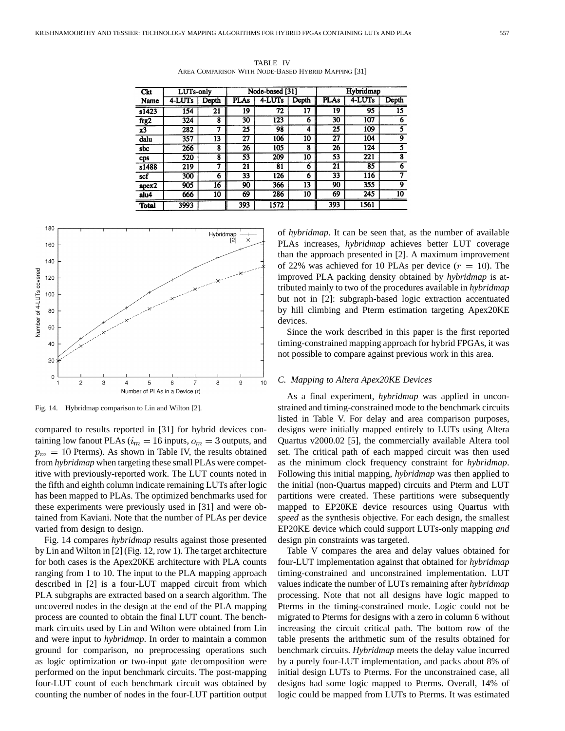TABLE IV
AREA COMPARISON WITH NODE-BASED HYBRID MAPPING [31]

| Ckt Name | LUTs-only | | Node-based [31] | | | Hybridmap | | |
|---|---|---|---|---|---|---|---|---|
| | 4-LUTs | Depth | PLAs | 4-LUTs | Depth | PLAs | 4-LUTs | Depth |
| s1423 | 154 | 21 | 19 | 72 | 17 | 19 | 95 | 15 |
| frg2 | 324 | 8 | 30 | 123 | 6 | 30 | 107 | 6 |
| x3 | 282 | 7 | 25 | 98 | 4 | 25 | 109 | 5 |
| dalu | 357 | 13 | 27 | 106 | 10 | 27 | 104 | 9 |
| sbc | 266 | 8 | 26 | 105 | 8 | 26 | 124 | 5 |
| cps | 520 | 8 | 53 | 209 | 10 | 53 | 221 | 8 |
| s1488 | 219 | 7 | 21 | 81 | 6 | 21 | 85 | 6 |
| scf | 300 | 6 | 33 | 126 | 6 | 33 | 116 | 7 |
| apex2 | 905 | 16 | 90 | 366 | 13 | 90 | 355 | 9 |
| alu4 | 666 | 10 | 69 | 286 | 10 | 69 | 245 | 10 |
| **Total** | 3993 | | 393 | 1572 | | 393 | 1561 | |

Fig. 14. Hybridmap comparison to Lin and Wilton [2].

compared to results reported in [31] for hybrid devices containing low fanout PLAs ($i_m = 16$ inputs, $o_m = 3$ outputs, and $p_m = 10$ Pterms). As shown in Table IV, the results obtained from *hybridmap* when targeting these small PLAs were competitive with previously-reported work. The LUT counts noted in the fifth and eighth column indicate remaining LUTs after logic has been mapped to PLAs. The optimized benchmarks used for these experiments were previously used in [31] and were obtained from Kaviani. Note that the number of PLAs per device varied from design to design.

Fig. 14 compares *hybridmap* results against those presented by Lin and Wilton in [2] (Fig. 12, row 1). The target architecture for both cases is the Apex20KE architecture with PLA counts ranging from 1 to 10. The input to the PLA mapping approach described in [2] is a four-LUT mapped circuit from which PLA subgraphs are extracted based on a search algorithm. The uncovered nodes in the design at the end of the PLA mapping process are counted to obtain the final LUT count. The benchmark circuits used by Lin and Wilton were obtained from Lin and were input to *hybridmap*. In order to maintain a common ground for comparison, no preprocessing operations such as logic optimization or two-input gate decomposition were performed on the input benchmark circuits. The post-mapping four-LUT count of each benchmark circuit was obtained by counting the number of nodes in the four-LUT partition output of *hybridmap*. It can be seen that, as the number of available PLAs increases, *hybridmap* achieves better LUT coverage than the approach presented in [2]. A maximum improvement of 22% was achieved for 10 PLAs per device ($r = 10$). The improved PLA packing density obtained by *hybridmap* is attributed mainly to two of the procedures available in *hybridmap* but not in [2]: subgraph-based logic extraction accentuated by hill climbing and Pterm estimation targeting Apex20KE devices.

Since the work described in this paper is the first reported timing-constrained mapping approach for hybrid FPGAs, it was not possible to compare against previous work in this area.

### C. Mapping to Altera Apex20KE Devices

As a final experiment, *hybridmap* was applied in unconstrained and timing-constrained mode to the benchmark circuits listed in Table V. For delay and area comparison purposes, designs were initially mapped entirely to LUTs using Altera Quartus v2000.02 [5], the commercially available Altera tool set. The critical path of each mapped circuit was then used as the minimum clock frequency constraint for *hybridmap*. Following this initial mapping, *hybridmap* was then applied to the initial (non-Quartus mapped) circuits and Pterm and LUT partitions were created. These partitions were subsequently mapped to EP20KE device resources using Quartus with *speed* as the synthesis objective. For each design, the smallest EP20KE device which could support LUTs-only mapping *and* design pin constraints was targeted.

Table V compares the area and delay values obtained for four-LUT implementation against that obtained for *hybridmap* timing-constrained and unconstrained implementation. LUT values indicate the number of LUTs remaining after *hybridmap* processing. Note that not all designs have logic mapped to Pterms in the timing-constrained mode. Logic could not be migrated to Pterms for designs with a zero in column 6 without increasing the circuit critical path. The bottom row of the table presents the arithmetic sum of the results obtained for benchmark circuits. *Hybridmap* meets the delay value incurred by a purely four-LUT implementation, and packs about 8% of initial design LUTs to Pterms. For the unconstrained case, all designs had some logic mapped to Pterms. Overall, 14% of logic could be mapped from LUTs to Pterms. It was estimated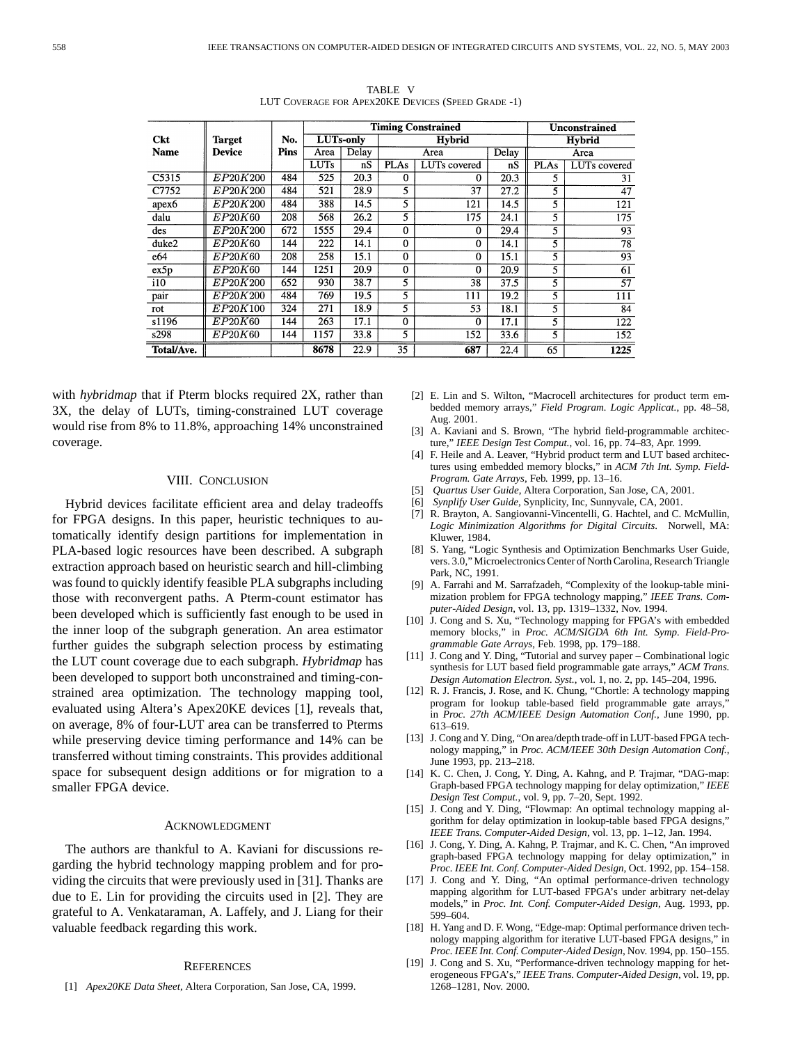TABLE V
LUT Coverage for Apex20KE Devices (Speed Grade -1)

| Ckt Name | Target Device | No. Pins | Timing Constrained | | | | | Unconstrained | |
|---|---|---|---|---|---|---|---|---|---|
| | | | LUTs-only | | Hybrid | | | Hybrid | |
| | | | Area | Delay | Area | | Delay | Area | |
| | | | LUTs | nS | PLAs | LUTs covered | nS | PLAs | LUTs covered |
| C5315 | $EP20K200$ | 484 | 525 | 20.3 | 0 | 0 | 20.3 | 5 | 31 |
| C7752 | $EP20K200$ | 484 | 521 | 28.9 | 5 | 37 | 27.2 | 5 | 47 |
| apex6 | $EP20K200$ | 484 | 388 | 14.5 | 5 | 121 | 14.5 | 5 | 121 |
| dalu | $EP20K60$ | 208 | 568 | 26.2 | 5 | 175 | 24.1 | 5 | 175 |
| des | $EP20K200$ | 672 | 1555 | 29.4 | 0 | 0 | 29.4 | 5 | 93 |
| duke2 | $EP20K60$ | 144 | 222 | 14.1 | 0 | 0 | 14.1 | 5 | 78 |
| e64 | $EP20K60$ | 208 | 258 | 15.1 | 0 | 0 | 15.1 | 5 | 93 |
| ex5p | $EP20K60$ | 144 | 1251 | 20.9 | 0 | 0 | 20.9 | 5 | 61 |
| i10 | $EP20K200$ | 652 | 930 | 38.7 | 5 | 38 | 37.5 | 5 | 57 |
| pair | $EP20K200$ | 484 | 769 | 19.5 | 5 | 111 | 19.2 | 5 | 111 |
| rot | $EP20K100$ | 324 | 271 | 18.9 | 5 | 53 | 18.1 | 5 | 84 |
| s1196 | $EP20K60$ | 144 | 263 | 17.1 | 0 | 0 | 17.1 | 5 | 122 |
| s298 | $EP20K60$ | 144 | 1157 | 33.8 | 5 | 152 | 33.6 | 5 | 152 |
| **Total/Ave.** | | | **8678** | 22.9 | 35 | **687** | 22.4 | 65 | **1225** |

with *hybridmap* that if Pterm blocks required 2X, rather than 3X, the delay of LUTs, timing-constrained LUT coverage would rise from 8% to 11.8%, approaching 14% unconstrained coverage.

## VIII. Conclusion

Hybrid devices facilitate efficient area and delay tradeoffs for FPGA designs. In this paper, heuristic techniques to automatically identify design partitions for implementation in PLA-based logic resources have been described. A subgraph extraction approach based on heuristic search and hill-climbing was found to quickly identify feasible PLA subgraphs including those with reconvergent paths. A Pterm-count estimator has been developed which is sufficiently fast enough to be used in the inner loop of the subgraph generation. An area estimator further guides the subgraph selection process by estimating the LUT count coverage due to each subgraph. *Hybridmap* has been developed to support both unconstrained and timing-constrained area optimization. The technology mapping tool, evaluated using Altera's Apex20KE devices [1], reveals that, on average, 8% of four-LUT area can be transferred to Pterms while preserving device timing performance and 14% can be transferred without timing constraints. This provides additional space for subsequent design additions or for migration to a smaller FPGA device.

## Acknowledgment

The authors are thankful to A. Kaviani for discussions regarding the hybrid technology mapping problem and for providing the circuits that were previously used in [31]. Thanks are due to E. Lin for providing the circuits used in [2]. They are grateful to A. Venkataraman, A. Laffely, and J. Liang for their valuable feedback regarding this work.

## References

[1] *Apex20KE Data Sheet*, Altera Corporation, San Jose, CA, 1999.

[2] E. Lin and S. Wilton, "Macrocell architectures for product term embedded memory arrays," *Field Program. Logic Applicat.*, pp. 48–58, Aug. 2001.

[3] A. Kaviani and S. Brown, "The hybrid field-programmable architecture," *IEEE Design Test Comput.*, vol. 16, pp. 74–83, Apr. 1999.

[4] F. Heile and A. Leaver, "Hybrid product term and LUT based architectures using embedded memory blocks," in *ACM 7th Int. Symp. Field-Program. Gate Arrays*, Feb. 1999, pp. 13–16.

[5] *Quartus User Guide*, Altera Corporation, San Jose, CA, 2001.

[6] *Synplify User Guide*, Synplicity, Inc, Sunnyvale, CA, 2001.

[7] R. Brayton, A. Sangiovanni-Vincentelli, G. Hachtel, and C. McMullin, *Logic Minimization Algorithms for Digital Circuits*. Norwell, MA: Kluwer, 1984.

[8] S. Yang, "Logic Synthesis and Optimization Benchmarks User Guide, vers. 3.0," Microelectronics Center of North Carolina, Research Triangle Park, NC, 1991.

[9] A. Farrahi and M. Sarrafzadeh, "Complexity of the lookup-table minimization problem for FPGA technology mapping," *IEEE Trans. Computer-Aided Design*, vol. 13, pp. 1319–1332, Nov. 1994.

[10] J. Cong and S. Xu, "Technology mapping for FPGA's with embedded memory blocks," in *Proc. ACM/SIGDA 6th Int. Symp. Field-Programmable Gate Arrays*, Feb. 1998, pp. 179–188.

[11] J. Cong and Y. Ding, "Tutorial and survey paper – Combinational logic synthesis for LUT based field programmable gate arrays," *ACM Trans. Design Automation Electron. Syst.*, vol. 1, no. 2, pp. 145–204, 1996.

[12] R. J. Francis, J. Rose, and K. Chung, "Chortle: A technology mapping program for lookup table-based field programmable gate arrays," in *Proc. 27th ACM/IEEE Design Automation Conf.*, June 1990, pp. 613–619.

[13] J. Cong and Y. Ding, "On area/depth trade-off in LUT-based FPGA technology mapping," in *Proc. ACM/IEEE 30th Design Automation Conf.*, June 1993, pp. 213–218.

[14] K. C. Chen, J. Cong, Y. Ding, A. Kahng, and P. Trajmar, "DAG-map: Graph-based FPGA technology mapping for delay optimization," *IEEE Design Test Comput.*, vol. 9, pp. 7–20, Sept. 1992.

[15] J. Cong and Y. Ding, "Flowmap: An optimal technology mapping algorithm for delay optimization in lookup-table based FPGA designs," *IEEE Trans. Computer-Aided Design*, vol. 13, pp. 1–12, Jan. 1994.

[16] J. Cong, Y. Ding, A. Kahng, P. Trajmar, and K. C. Chen, "An improved graph-based FPGA technology mapping for delay optimization," in *Proc. IEEE Int. Conf. Computer-Aided Design*, Oct. 1992, pp. 154–158.

[17] J. Cong and Y. Ding, "An optimal performance-driven technology mapping algorithm for LUT-based FPGA's under arbitrary net-delay models," in *Proc. Int. Conf. Computer-Aided Design*, Aug. 1993, pp. 599–604.

[18] H. Yang and D. F. Wong, "Edge-map: Optimal performance driven technology mapping algorithm for iterative LUT-based FPGA designs," in *Proc. IEEE Int. Conf. Computer-Aided Design*, Nov. 1994, pp. 150–155.

[19] J. Cong and S. Xu, "Performance-driven technology mapping for heterogeneous FPGA's," *IEEE Trans. Computer-Aided Design*, vol. 19, pp. 1268–1281, Nov. 2000.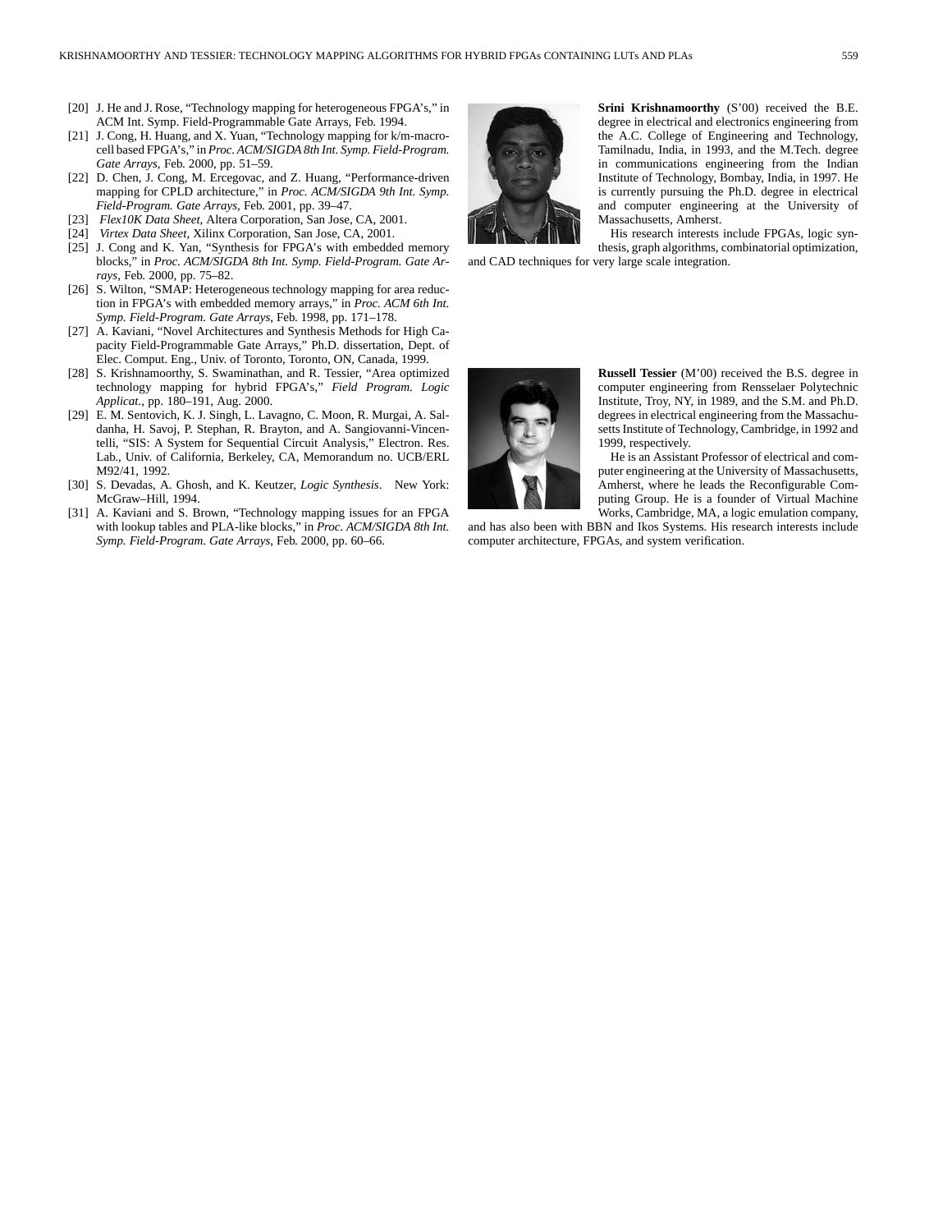[20] J. He and J. Rose, "Technology mapping for heterogeneous FPGA's," in ACM Int. Symp. Field-Programmable Gate Arrays, Feb. 1994.

[21] J. Cong, H. Huang, and X. Yuan, "Technology mapping for k/m-macrocell based FPGA's," in *Proc. ACM/SIGDA 8th Int. Symp. Field-Program. Gate Arrays*, Feb. 2000, pp. 51–59.

[22] D. Chen, J. Cong, M. Ercegovac, and Z. Huang, "Performance-driven mapping for CPLD architecture," in *Proc. ACM/SIGDA 9th Int. Symp. Field-Program. Gate Arrays*, Feb. 2001, pp. 39–47.

[23] *Flex10K Data Sheet*, Altera Corporation, San Jose, CA, 2001.

[24] *Virtex Data Sheet*, Xilinx Corporation, San Jose, CA, 2001.

[25] J. Cong and K. Yan, "Synthesis for FPGA's with embedded memory blocks," in *Proc. ACM/SIGDA 8th Int. Symp. Field-Program. Gate Arrays*, Feb. 2000, pp. 75–82.

[26] S. Wilton, "SMAP: Heterogeneous technology mapping for area reduction in FPGA's with embedded memory arrays," in *Proc. ACM 6th Int. Symp. Field-Program. Gate Arrays*, Feb. 1998, pp. 171–178.

[27] A. Kaviani, "Novel Architectures and Synthesis Methods for High Capacity Field-Programmable Gate Arrays," Ph.D. dissertation, Dept. of Elec. Comput. Eng., Univ. of Toronto, Toronto, ON, Canada, 1999.

[28] S. Krishnamoorthy, S. Swaminathan, and R. Tessier, "Area optimized technology mapping for hybrid FPGA's," *Field Program. Logic Applicat.*, pp. 180–191, Aug. 2000.

[29] E. M. Sentovich, K. J. Singh, L. Lavagno, C. Moon, R. Murgai, A. Saldanha, H. Savoj, P. Stephan, R. Brayton, and A. Sangiovanni-Vincentelli, "SIS: A System for Sequential Circuit Analysis," Electron. Res. Lab., Univ. of California, Berkeley, CA, Memorandum no. UCB/ERL M92/41, 1992.

[30] S. Devadas, A. Ghosh, and K. Keutzer, *Logic Synthesis*. New York: McGraw–Hill, 1994.

[31] A. Kaviani and S. Brown, "Technology mapping issues for an FPGA with lookup tables and PLA-like blocks," in *Proc. ACM/SIGDA 8th Int. Symp. Field-Program. Gate Arrays*, Feb. 2000, pp. 60–66.

**Srini Krishnamoorthy** (S'00) received the B.E. degree in electrical and electronics engineering from the A.C. College of Engineering and Technology, Tamilnadu, India, in 1993, and the M.Tech. degree in communications engineering from the Indian Institute of Technology, Bombay, India, in 1997. He is currently pursuing the Ph.D. degree in electrical and computer engineering at the University of Massachusetts, Amherst.

His research interests include FPGAs, logic synthesis, graph algorithms, combinatorial optimization, and CAD techniques for very large scale integration.

**Russell Tessier** (M'00) received the B.S. degree in computer engineering from Rensselaer Polytechnic Institute, Troy, NY, in 1989, and the S.M. and Ph.D. degrees in electrical engineering from the Massachusetts Institute of Technology, Cambridge, in 1992 and 1999, respectively.

He is an Assistant Professor of electrical and computer engineering at the University of Massachusetts, Amherst, where he leads the Reconfigurable Computing Group. He is a founder of Virtual Machine Works, Cambridge, MA, a logic emulation company, and has also been with BBN and Ikos Systems. His research interests include computer architecture, FPGAs, and system verification.